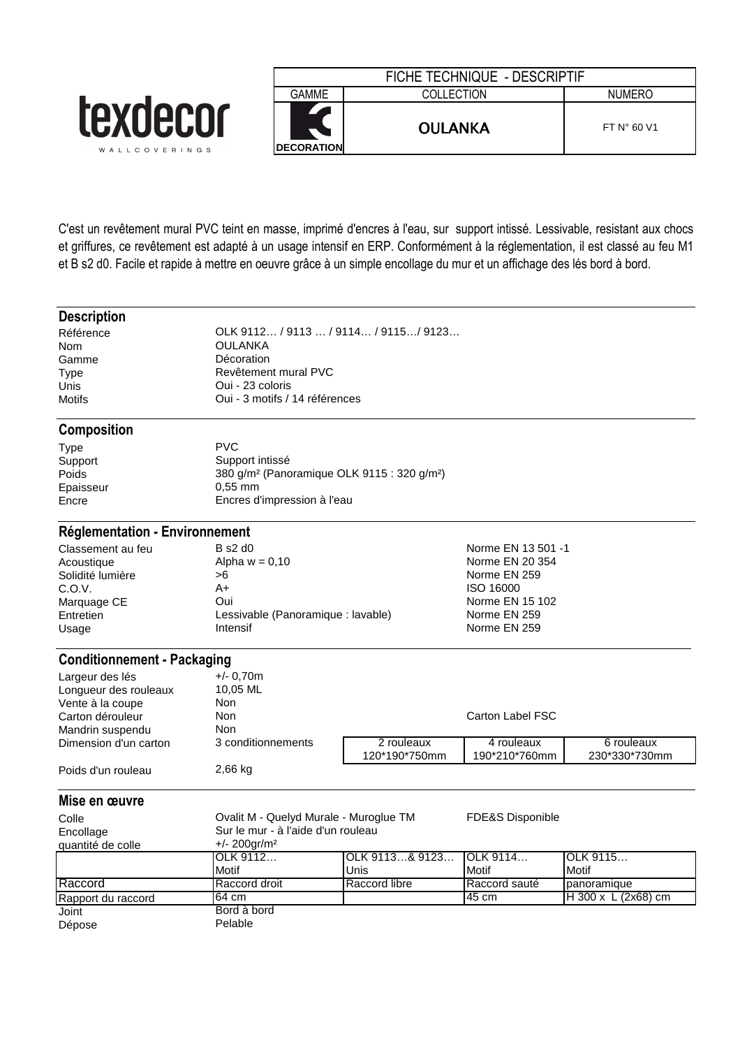texdecor

WALLCOVERINGS

| FICHE TECHNIQUE - DESCRIPTIF | | |
|---|---|---|
| GAMME | COLLECTION | NUMERO |
| DECORATION | OULANKA | FT N° 60 V1 |

C'est un revêtement mural PVC teint en masse, imprimé d'encres à l'eau, sur support intissé. Lessivable, resistant aux chocs et griffures, ce revêtement est adapté à un usage intensif en ERP. Conformément à la réglementation, il est classé au feu M1 et B s2 d0. Facile et rapide à mettre en oeuvre grâce à un simple encollage du mur et un affichage des lés bord à bord.

## Description

| | |
|---|---|
| Référence | OLK 9112… / 9113 … / 9114… / 9115…/ 9123… |
| Nom | OULANKA |
| Gamme | Décoration |
| Type | Revêtement mural PVC |
| Unis | Oui - 23 coloris |
| Motifs | Oui - 3 motifs / 14 références |

## Composition

| | |
|---|---|
| Type | PVC |
| Support | Support intissé |
| Poids | 380 g/m² (Panoramique OLK 9115 : 320 g/m²) |
| Epaisseur | 0,55 mm |
| Encre | Encres d'impression à l'eau |

## Réglementation - Environnement

| | | |
|---|---|---|
| Classement au feu | B s2 d0 | Norme EN 13 501 -1 |
| Acoustique | Alpha w = 0,10 | Norme EN 20 354 |
| Solidité lumière | >6 | Norme EN 259 |
| C.O.V. | A+ | ISO 16000 |
| Marquage CE | Oui | Norme EN 15 102 |
| Entretien | Lessivable (Panoramique : lavable) | Norme EN 259 |
| Usage | Intensif | Norme EN 259 |

## Conditionnement - Packaging

| | | | | |
|---|---|---|---|---|
| Largeur des lés | +/- 0,70m | | | |
| Longueur des rouleaux | 10,05 ML | | | |
| Vente à la coupe | Non | | | |
| Carton dérouleur | Non | | Carton Label FSC | |
| Mandrin suspendu | Non | | | |
| Dimension d'un carton | 3 conditionnements | 2 rouleaux 120\*190\*750mm | 4 rouleaux 190\*210\*760mm | 6 rouleaux 230\*330\*730mm |
| Poids d'un rouleau | 2,66 kg | | | |

## Mise en œuvre

| | | | | |
|---|---|---|---|---|
| Colle | Ovalit M - Quelyd Murale - Muroglue TM | | FDE&S Disponible | |
| Encollage | Sur le mur - à l'aide d'un rouleau | | | |
| quantité de colle | +/- 200gr/m² | | | |
| | OLK 9112… Motif | OLK 9113…& 9123… Unis | OLK 9114… Motif | OLK 9115… Motif |
| Raccord | Raccord droit | Raccord libre | Raccord sauté | panoramique |
| Rapport du raccord | 64 cm | | 45 cm | H 300 x L (2x68) cm |
| Joint | Bord à bord | | | |
| Dépose | Pelable | | | |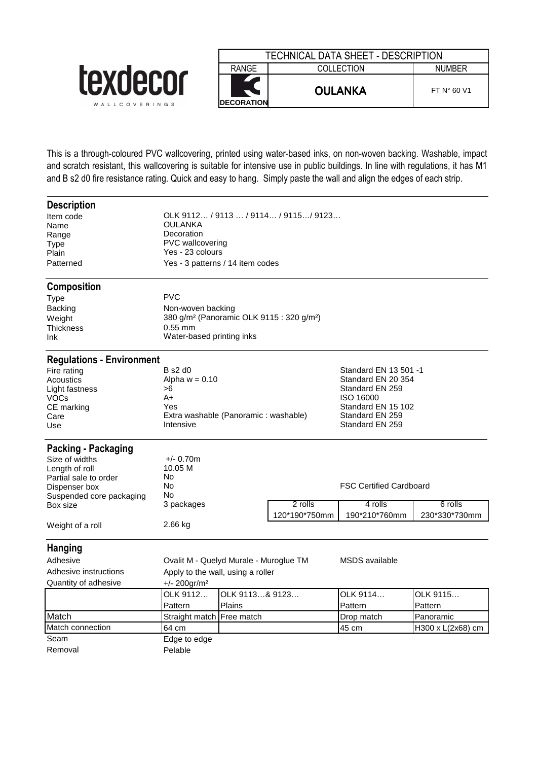texdecor
WALLCOVERINGS

| TECHNICAL DATA SHEET - DESCRIPTION | | |
|---|---|---|
| RANGE | COLLECTION | NUMBER |
| DECORATION | **OULANKA** | FT N° 60 V1 |

This is a through-coloured PVC wallcovering, printed using water-based inks, on non-woven backing. Washable, impact and scratch resistant, this wallcovering is suitable for intensive use in public buildings. In line with regulations, it has M1 and B s2 d0 fire resistance rating. Quick and easy to hang. Simply paste the wall and align the edges of each strip.

## Description

| | |
|---|---|
| Item code | OLK 9112… / 9113 … / 9114… / 9115…/ 9123… |
| Name | OULANKA |
| Range | Decoration |
| Type | PVC wallcovering |
| Plain | Yes - 23 colours |
| Patterned | Yes - 3 patterns / 14 item codes |

## Composition

| | |
|---|---|
| Type | PVC |
| Backing | Non-woven backing |
| Weight | 380 g/m² (Panoramic OLK 9115 : 320 g/m²) |
| Thickness | 0.55 mm |
| Ink | Water-based printing inks |

## Regulations - Environment

| | | |
|---|---|---|
| Fire rating | B s2 d0 | Standard EN 13 501 -1 |
| Acoustics | Alpha w = 0.10 | Standard EN 20 354 |
| Light fastness | >6 | Standard EN 259 |
| VOCs | A+ | ISO 16000 |
| CE marking | Yes | Standard EN 15 102 |
| Care | Extra washable (Panoramic : washable) | Standard EN 259 |
| Use | Intensive | Standard EN 259 |

## Packing - Packaging

| | | | | |
|---|---|---|---|---|
| Size of widths | +/- 0.70m | | | |
| Length of roll | 10.05 M | | | |
| Partial sale to order | No | | | |
| Dispenser box | No | | FSC Certified Cardboard | |
| Suspended core packaging | No | | | |
| Box size | 3 packages | 2 rolls | 4 rolls | 6 rolls |
| | | 120*190*750mm | 190*210*760mm | 230*330*730mm |
| Weight of a roll | 2.66 kg | | | |

## Hanging

| | | | | |
|---|---|---|---|---|
| Adhesive | Ovalit M - Quelyd Murale - Muroglue TM | | MSDS available | |
| Adhesive instructions | Apply to the wall, using a roller | | | |
| Quantity of adhesive | +/- 200gr/m² | | | |
| | OLK 9112… | OLK 9113…& 9123… | OLK 9114… | OLK 9115… |
| | Pattern | Plains | Pattern | Pattern |
| Match | Straight match | Free match | Drop match | Panoramic |
| Match connection | 64 cm | | 45 cm | H300 x L(2x68) cm |
| Seam | Edge to edge | | | |
| Removal | Pelable | | | |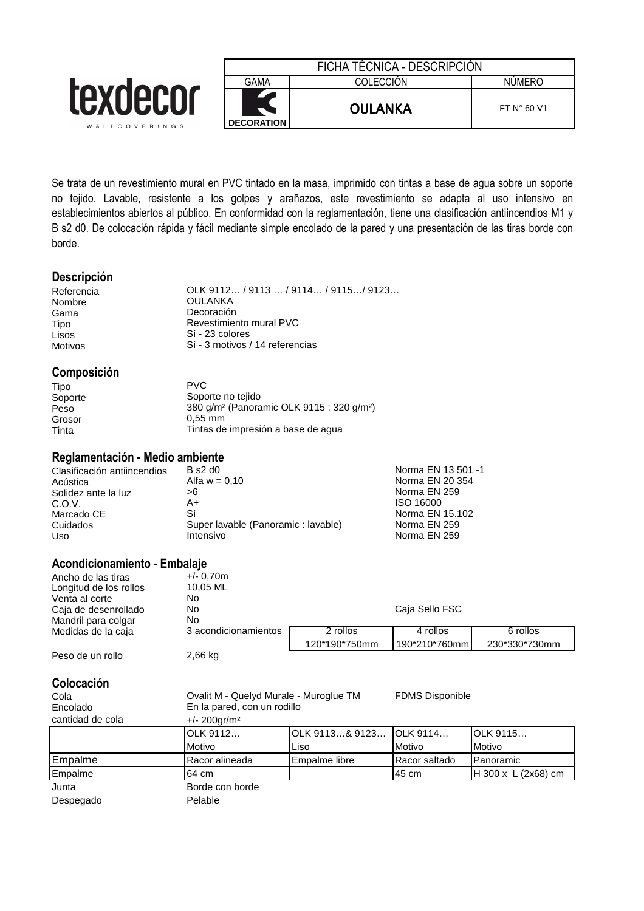texdecor

WALLCOVERINGS

| FICHA TÉCNICA - DESCRIPCIÓN | | |
|---|---|---|
| GAMA | COLECCIÓN | NÚMERO |
| DECORATION | **OULANKA** | FT N° 60 V1 |

Se trata de un revestimiento mural en PVC tintado en la masa, imprimido con tintas a base de agua sobre un soporte no tejido. Lavable, resistente a los golpes y arañazos, este revestimiento se adapta al uso intensivo en establecimientos abiertos al público. En conformidad con la reglamentación, tiene una clasificación antiincendios M1 y B s2 d0. De colocación rápida y fácil mediante simple encolado de la pared y una presentación de las tiras borde con borde.

## Descripción

| | |
|---|---|
| Referencia | OLK 9112… / 9113 … / 9114… / 9115…/ 9123… |
| Nombre | OULANKA |
| Gama | Decoración |
| Tipo | Revestimiento mural PVC |
| Lisos | Sí - 23 colores |
| Motivos | Sí - 3 motivos / 14 referencias |

## Composición

| | |
|---|---|
| Tipo | PVC |
| Soporte | Soporte no tejido |
| Peso | 380 g/m² (Panoramic OLK 9115 : 320 g/m²) |
| Grosor | 0,55 mm |
| Tinta | Tintas de impresión a base de agua |

## Reglamentación - Medio ambiente

| | | |
|---|---|---|
| Clasificación antiincendios | B s2 d0 | Norma EN 13 501 -1 |
| Acústica | Alfa w = 0,10 | Norma EN 20 354 |
| Solidez ante la luz | >6 | Norma EN 259 |
| C.O.V. | A+ | ISO 16000 |
| Marcado CE | Sí | Norma EN 15.102 |
| Cuidados | Super lavable (Panoramic : lavable) | Norma EN 259 |
| Uso | Intensivo | Norma EN 259 |

## Acondicionamiento - Embalaje

| | | | | |
|---|---|---|---|---|
| Ancho de las tiras | +/- 0,70m | | | |
| Longitud de los rollos | 10,05 ML | | | |
| Venta al corte | No | | | |
| Caja de desenrollado | No | | Caja Sello FSC | |
| Mandril para colgar | No | | | |
| Medidas de la caja | 3 acondicionamientos | 2 rollos | 4 rollos | 6 rollos |
| | | 120*190*750mm | 190*210*760mm | 230*330*730mm |
| Peso de un rollo | 2,66 kg | | | |

## Colocación

| | | | | |
|---|---|---|---|---|
| Cola | Ovalit M - Quelyd Murale - Muroglue TM | | FDMS Disponible | |
| Encolado | En la pared, con un rodillo | | | |
| cantidad de cola | +/- 200gr/m² | | | |
| | OLK 9112… | OLK 9113…& 9123… | OLK 9114… | OLK 9115… |
| | Motivo | Liso | Motivo | Motivo |
| Empalme | Racor alineada | Empalme libre | Racor saltado | Panoramic |
| Empalme | 64 cm | | 45 cm | H 300 x L (2x68) cm |
| Junta | Borde con borde | | | |
| Despegado | Pelable | | | |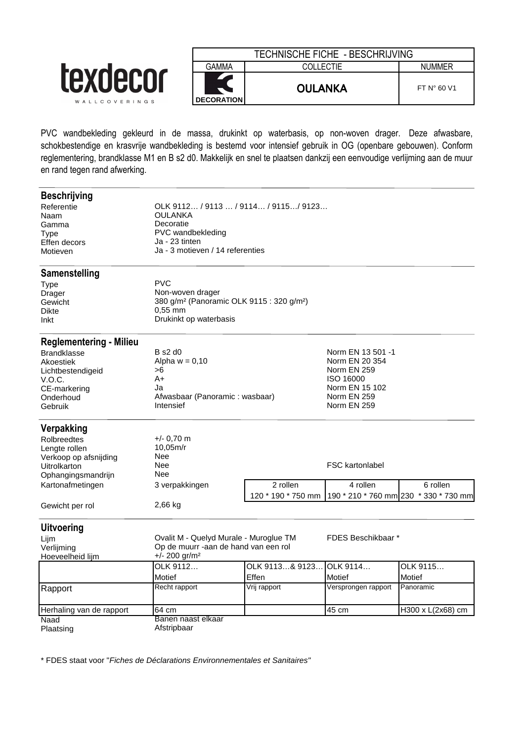texdecor
WALLCOVERINGS

| TECHNISCHE FICHE - BESCHRIJVING | | |
|---|---|---|
| GAMMA | COLLECTIE | NUMMER |
| DECORATION | **OULANKA** | FT N° 60 V1 |

PVC wandbekleding gekleurd in de massa, drukinkt op waterbasis, op non-woven drager. Deze afwasbare, schokbestendige en krasvrije wandbekleding is bestemd voor intensief gebruik in OG (openbare gebouwen). Conform reglementering, brandklasse M1 en B s2 d0. Makkelijk en snel te plaatsen dankzij een eenvoudige verlijming aan de muur en rand tegen rand afwerking.

## Beschrijving

| | |
|---|---|
| Referentie | OLK 9112… / 9113 … / 9114… / 9115…/ 9123… |
| Naam | OULANKA |
| Gamma | Decoratie |
| Type | PVC wandbekleding |
| Effen decors | Ja - 23 tinten |
| Motieven | Ja - 3 motieven / 14 referenties |

## Samenstelling

| | |
|---|---|
| Type | PVC |
| Drager | Non-woven drager |
| Gewicht | 380 g/m² (Panoramic OLK 9115 : 320 g/m²) |
| Dikte | 0,55 mm |
| Inkt | Drukinkt op waterbasis |

## Reglementering - Milieu

| | | |
|---|---|---|
| Brandklasse | B s2 d0 | Norm EN 13 501 -1 |
| Akoestiek | Alpha w = 0,10 | Norm EN 20 354 |
| Lichtbestendigeid | >6 | Norm EN 259 |
| V.O.C. | A+ | ISO 16000 |
| CE-markering | Ja | Norm EN 15 102 |
| Onderhoud | Afwasbaar (Panoramic : wasbaar) | Norm EN 259 |
| Gebruik | Intensief | Norm EN 259 |

## Verpakking

| | | | | |
|---|---|---|---|---|
| Rolbreedtes | +/- 0,70 m | | | |
| Lengte rollen | 10,05m/r | | | |
| Verkoop op afsnijding | Nee | | | |
| Uitrolkarton | Nee | | FSC kartonlabel | |
| Ophangingsmandrijn | Nee | | | |
| Kartonafmetingen | 3 verpakkingen | 2 rollen | 4 rollen | 6 rollen |
| | | 120 * 190 * 750 mm | 190 * 210 * 760 mm | 230 * 330 * 730 mm |
| Gewicht per rol | 2,66 kg | | | |

## Uitvoering

| | | | | |
|---|---|---|---|---|
| Lijm | Ovalit M - Quelyd Murale - Muroglue TM | | FDES Beschikbaar * | |
| Verlijming | Op de muur -aan de hand van een rol | | | |
| Hoeveelheid lijm | +/- 200 gr/m² | | | |
| | OLK 9112… | OLK 9113…& 9123… | OLK 9114… | OLK 9115… |
| | Motief | Effen | Motief | Motief |
| Rapport | Recht rapport | Vrij rapport | Versprongen rapport | Panoramic |
| Herhaling van de rapport | 64 cm | | 45 cm | H300 x L(2x68) cm |
| Naad | Banen naast elkaar | | | |
| Plaatsing | Afstripbaar | | | |

\* FDES staat voor "*Fiches de Déclarations Environnementales et Sanitaires"*